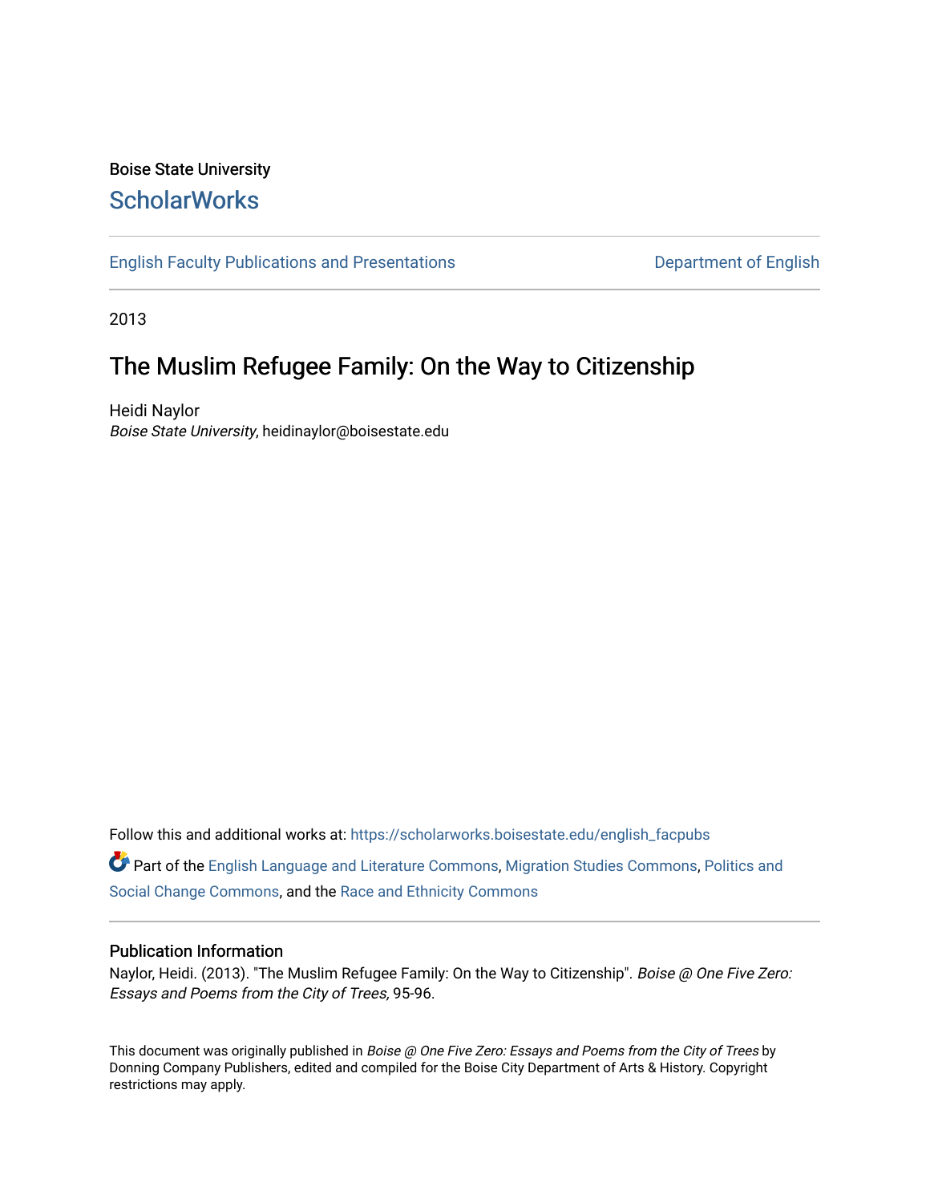Boise State University

# ScholarWorks

English Faculty Publications and Presentations | Department of English

2013

## The Muslim Refugee Family: On the Way to Citizenship

Heidi Naylor
*Boise State University*, heidinaylor@boisestate.edu

Follow this and additional works at: https://scholarworks.boisestate.edu/english_facpubs

Part of the English Language and Literature Commons, Migration Studies Commons, Politics and Social Change Commons, and the Race and Ethnicity Commons

### Publication Information

Naylor, Heidi. (2013). "The Muslim Refugee Family: On the Way to Citizenship". *Boise @ One Five Zero: Essays and Poems from the City of Trees,* 95-96.

This document was originally published in *Boise @ One Five Zero: Essays and Poems from the City of Trees* by Donning Company Publishers, edited and compiled for the Boise City Department of Arts & History. Copyright restrictions may apply.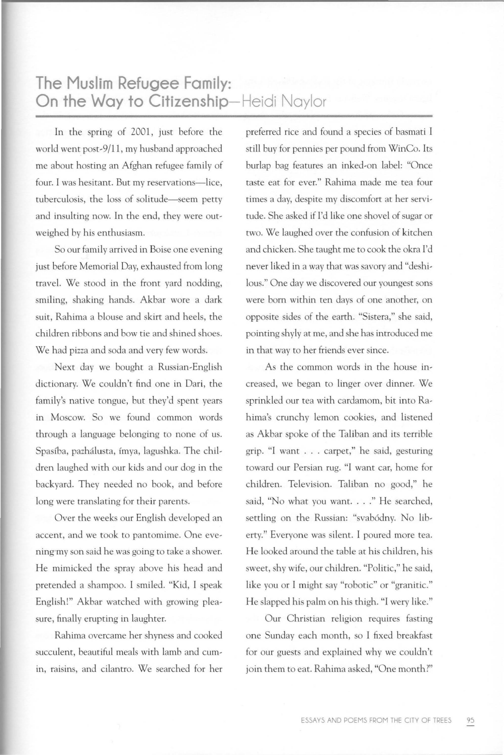## The Muslim Refugee Family: On the Way to Citizenship—Heidi Naylor

In the spring of 2001, just before the world went post-9/11, my husband approached me about hosting an Afghan refugee family of four. I was hesitant. But my reservations—lice, tuberculosis, the loss of solitude—seem petty and insulting now. In the end, they were outweighed by his enthusiasm.

So our family arrived in Boise one evening just before Memorial Day, exhausted from long travel. We stood in the front yard nodding, smiling, shaking hands. Akbar wore a dark suit, Rahima a blouse and skirt and heels, the children ribbons and bow tie and shined shoes. We had pizza and soda and very few words.

Next day we bought a Russian-English dictionary. We couldn't find one in Dari, the family's native tongue, but they'd spent years in Moscow. So we found common words through a language belonging to none of us. Spasíba, pazhálusta, ímya, lagushka. The children laughed with our kids and our dog in the backyard. They needed no book, and before long were translating for their parents.

Over the weeks our English developed an accent, and we took to pantomime. One evening my son said he was going to take a shower. He mimicked the spray above his head and pretended a shampoo. I smiled. "Kid, I speak English!" Akbar watched with growing pleasure, finally erupting in laughter.

Rahima overcame her shyness and cooked succulent, beautiful meals with lamb and cumin, raisins, and cilantro. We searched for her preferred rice and found a species of basmati I still buy for pennies per pound from WinCo. Its burlap bag features an inked-on label: "Once taste eat for ever." Rahima made me tea four times a day, despite my discomfort at her servitude. She asked if I'd like one shovel of sugar or two. We laughed over the confusion of kitchen and chicken. She taught me to cook the okra I'd never liked in a way that was savory and "deshilous." One day we discovered our youngest sons were born within ten days of one another, on opposite sides of the earth. "Sistera," she said, pointing shyly at me, and she has introduced me in that way to her friends ever since.

As the common words in the house increased, we began to linger over dinner. We sprinkled our tea with cardamom, bit into Rahima's crunchy lemon cookies, and listened as Akbar spoke of the Taliban and its terrible grip. "I want . . . carpet," he said, gesturing toward our Persian rug. "I want car, home for children. Television. Taliban no good," he said, "No what you want. . . ." He searched, settling on the Russian: "svabódny. No liberty." Everyone was silent. I poured more tea. He looked around the table at his children, his sweet, shy wife, our children. "Politic," he said, like you or I might say "robotic" or "granitic." He slapped his palm on his thigh. "I wery like."

Our Christian religion requires fasting one Sunday each month, so I fixed breakfast for our guests and explained why we couldn't join them to eat. Rahima asked, "One month?"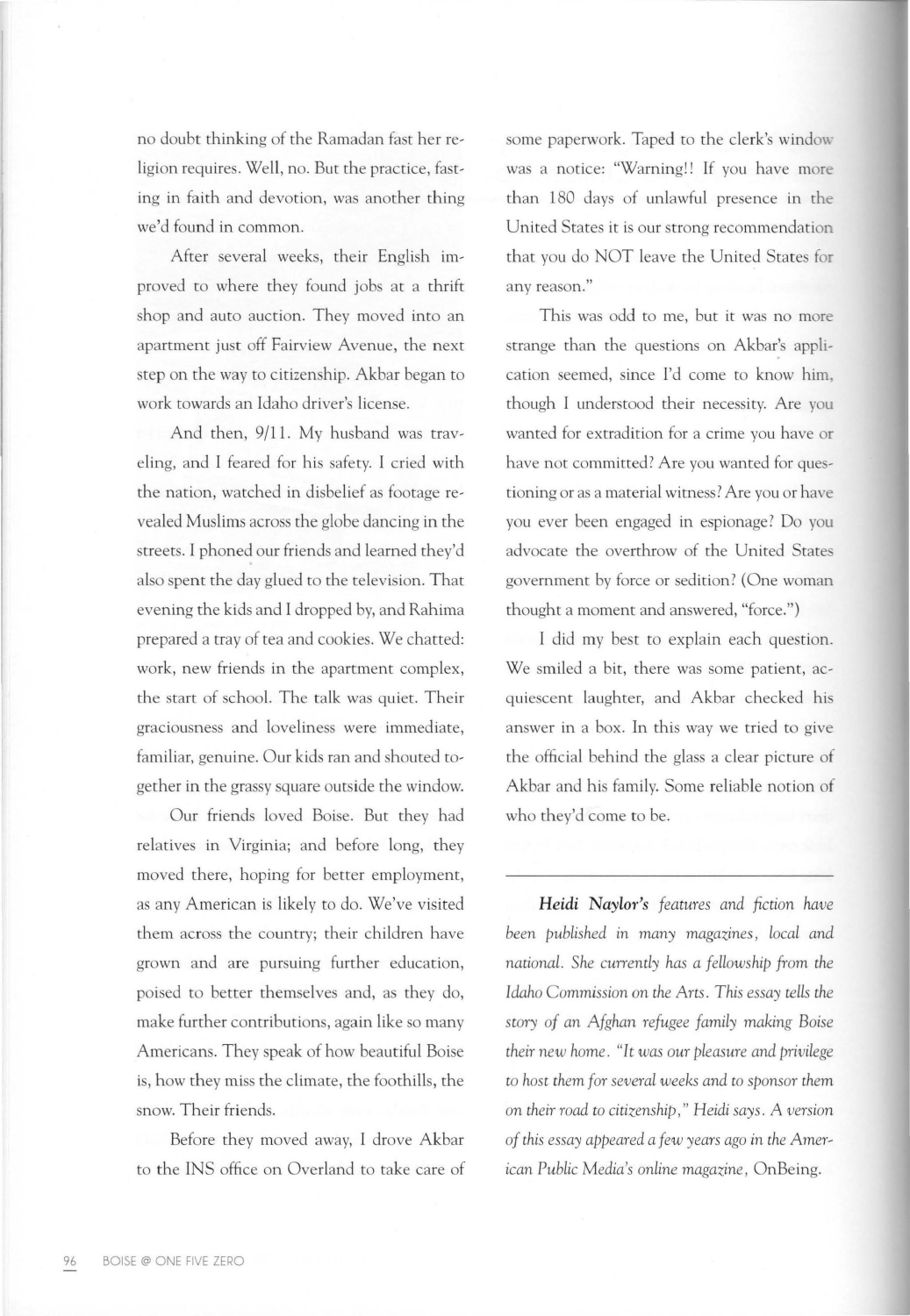no doubt thinking of the Ramadan fast her religion requires. Well, no. But the practice, fasting in faith and devotion, was another thing we'd found in common.

After several weeks, their English improved to where they found jobs at a thrift shop and auto auction. They moved into an apartment just off Fairview Avenue, the next step on the way to citizenship. Akbar began to work towards an Idaho driver's license.

And then, 9/11. My husband was traveling, and I feared for his safety. I cried with the nation, watched in disbelief as footage revealed Muslims across the globe dancing in the streets. I phoned our friends and learned they'd also spent the day glued to the television. That evening the kids and I dropped by, and Rahima prepared a tray of tea and cookies. We chatted: work, new friends in the apartment complex, the start of school. The talk was quiet. Their graciousness and loveliness were immediate, familiar, genuine. Our kids ran and shouted together in the grassy square outside the window.

Our friends loved Boise. But they had relatives in Virginia; and before long, they moved there, hoping for better employment, as any American is likely to do. We've visited them across the country; their children have grown and are pursuing further education, poised to better themselves and, as they do, make further contributions, again like so many Americans. They speak of how beautiful Boise is, how they miss the climate, the foothills, the snow. Their friends.

Before they moved away, I drove Akbar to the INS office on Overland to take care of some paperwork. Taped to the clerk's window was a notice: "Warning!! If you have more than 180 days of unlawful presence in the United States it is our strong recommendation that you do NOT leave the United States for any reason."

This was odd to me, but it was no more strange than the questions on Akbar's application seemed, since I'd come to know him, though I understood their necessity. Are you wanted for extradition for a crime you have or have not committed? Are you wanted for questioning or as a material witness? Are you or have you ever been engaged in espionage? Do you advocate the overthrow of the United States government by force or sedition? (One woman thought a moment and answered, "force.")

I did my best to explain each question. We smiled a bit, there was some patient, acquiescent laughter, and Akbar checked his answer in a box. In this way we tried to give the official behind the glass a clear picture of Akbar and his family. Some reliable notion of who they'd come to be.

---

***Heidi Naylor's*** *features and fiction have been published in many magazines, local and national. She currently has a fellowship from the Idaho Commission on the Arts. This essay tells the story of an Afghan refugee family making Boise their new home. "It was our pleasure and privilege to host them for several weeks and to sponsor them on their road to citizenship," Heidi says. A version of this essay appeared a few years ago in the American Public Media's online magazine,* OnBeing.